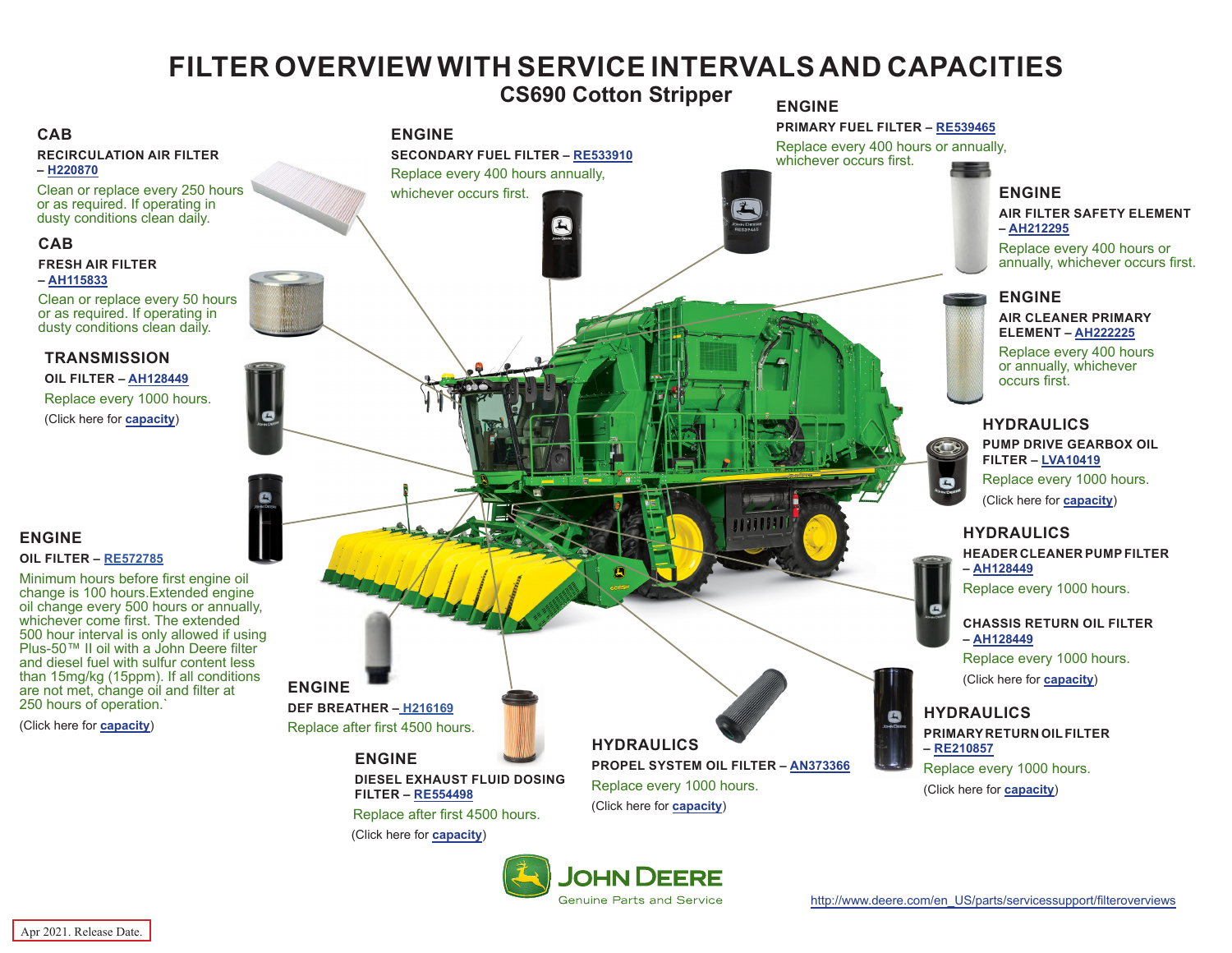# FILTER OVERVIEW WITH SERVICE INTERVALS AND CAPACITIES

## CS690 Cotton Stripper

### CAB

**RECIRCULATION AIR FILTER – H220870**

Clean or replace every 250 hours or as required. If operating in dusty conditions clean daily.

### CAB

**FRESH AIR FILTER – AH115833**

Clean or replace every 50 hours or as required. If operating in dusty conditions clean daily.

### TRANSMISSION

**OIL FILTER – AH128449**

Replace every 1000 hours.

(Click here for **capacity**)

### ENGINE

**OIL FILTER – RE572785**

Minimum hours before first engine oil change is 100 hours.Extended engine oil change every 500 hours or annually, whichever come first. The extended 500 hour interval is only allowed if using Plus-50™ II oil with a John Deere filter and diesel fuel with sulfur content less than 15mg/kg (15ppm). If all conditions are not met, change oil and filter at 250 hours of operation.`

(Click here for **capacity**)

### ENGINE

**SECONDARY FUEL FILTER – RE533910**

Replace every 400 hours annually, whichever occurs first.

### ENGINE

**PRIMARY FUEL FILTER – RE539465**

Replace every 400 hours or annually, whichever occurs first.

### ENGINE

**AIR FILTER SAFETY ELEMENT – AH212295**

Replace every 400 hours or annually, whichever occurs first.

### ENGINE

**AIR CLEANER PRIMARY ELEMENT – AH222225**

Replace every 400 hours or annually, whichever occurs first.

### HYDRAULICS

**PUMP DRIVE GEARBOX OIL FILTER – LVA10419**

Replace every 1000 hours.

(Click here for **capacity**)

### HYDRAULICS

**HEADER CLEANER PUMP FILTER – AH128449**

Replace every 1000 hours.

**CHASSIS RETURN OIL FILTER – AH128449**

Replace every 1000 hours.

(Click here for **capacity**)

### HYDRAULICS

**PRIMARY RETURN OIL FILTER – RE210857**

Replace every 1000 hours.

(Click here for **capacity**)

### ENGINE

**DEF BREATHER – H216169**

Replace after first 4500 hours.

### ENGINE

**DIESEL EXHAUST FLUID DOSING FILTER – RE554498**

Replace after first 4500 hours.

(Click here for **capacity**)

### HYDRAULICS

**PROPEL SYSTEM OIL FILTER – AN373366**

Replace every 1000 hours.

(Click here for **capacity**)

JOHN DEERE
Genuine Parts and Service

http://www.deere.com/en_US/parts/servicessupport/filteroverviews

Apr 2021. Release Date.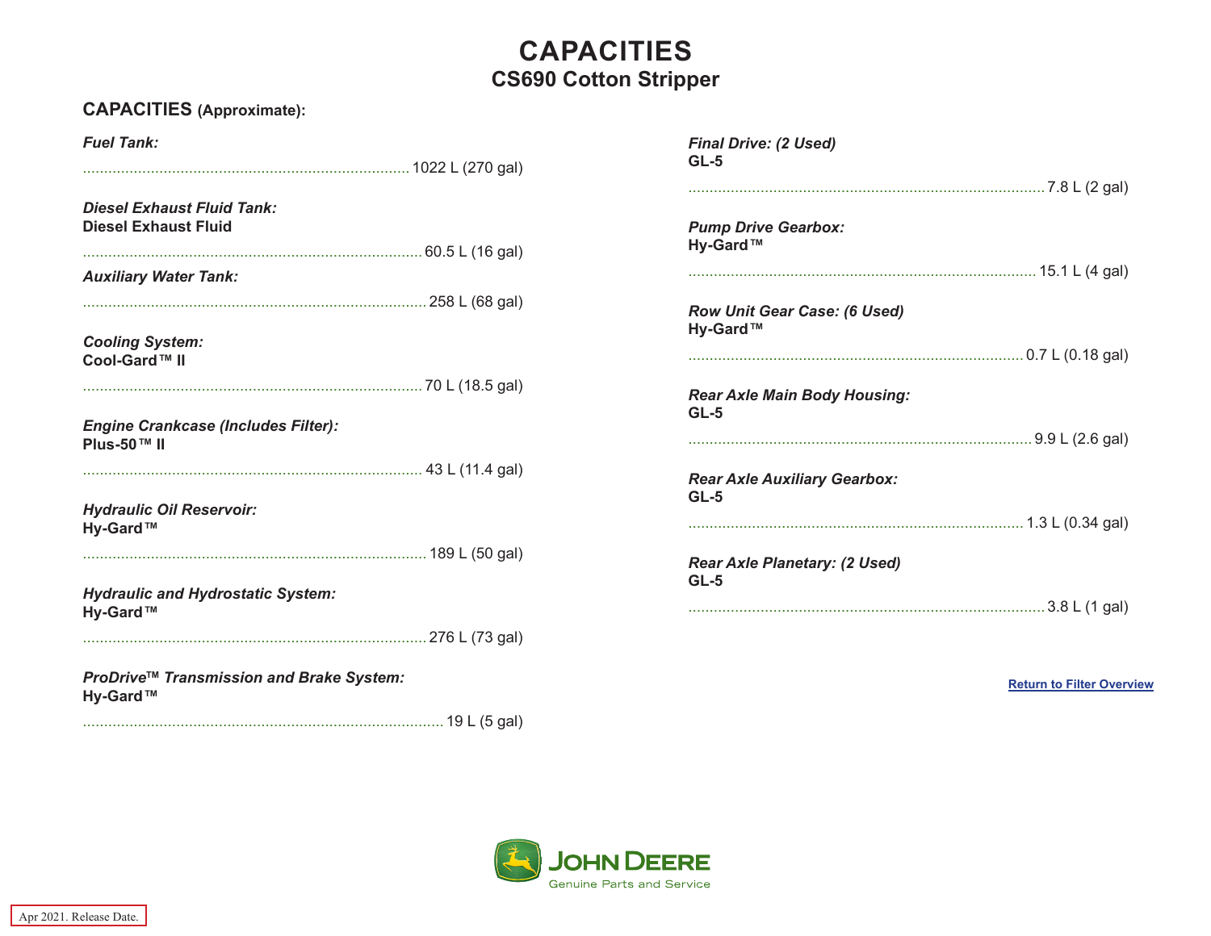# CAPACITIES

## CS690 Cotton Stripper

### CAPACITIES (Approximate):

*Fuel Tank:*

.......... 1022 L (270 gal)

*Diesel Exhaust Fluid Tank:*
**Diesel Exhaust Fluid**

.......... 60.5 L (16 gal)

*Auxiliary Water Tank:*

.......... 258 L (68 gal)

*Cooling System:*
**Cool-Gard™ II**

.......... 70 L (18.5 gal)

*Engine Crankcase (Includes Filter):*
**Plus-50™ II**

.......... 43 L (11.4 gal)

*Hydraulic Oil Reservoir:*
**Hy-Gard™**

.......... 189 L (50 gal)

*Hydraulic and Hydrostatic System:*
**Hy-Gard™**

.......... 276 L (73 gal)

*ProDrive™ Transmission and Brake System:*
**Hy-Gard™**

.......... 19 L (5 gal)

*Final Drive: (2 Used)*
**GL-5**

.......... 7.8 L (2 gal)

*Pump Drive Gearbox:*
**Hy-Gard™**

.......... 15.1 L (4 gal)

*Row Unit Gear Case: (6 Used)*
**Hy-Gard™**

.......... 0.7 L (0.18 gal)

*Rear Axle Main Body Housing:*
**GL-5**

.......... 9.9 L (2.6 gal)

*Rear Axle Auxiliary Gearbox:*
**GL-5**

.......... 1.3 L (0.34 gal)

*Rear Axle Planetary: (2 Used)*
**GL-5**

.......... 3.8 L (1 gal)

Return to Filter Overview

JOHN DEERE
Genuine Parts and Service

Apr 2021. Release Date.